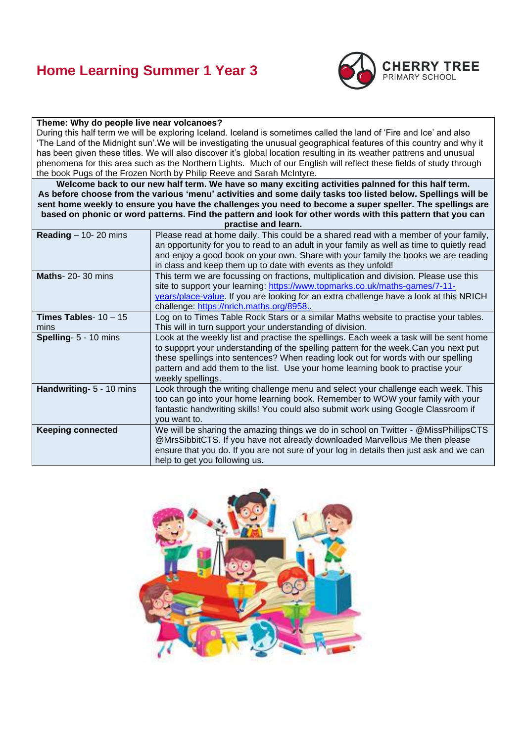# Home Learning Summer 1 Year 3

CHERRY TREE
PRIMARY SCHOOL

**Theme: Why do people live near volcanoes?**

During this half term we will be exploring Iceland. Iceland is sometimes called the land of 'Fire and Ice' and also 'The Land of the Midnight sun'.We will be investigating the unusual geographical features of this country and why it has been given these titles. We will also discover it's global location resulting in its weather pattrens and unusual phenomena for this area such as the Northern Lights. Much of our English will reflect these fields of study through the book Pugs of the Frozen North by Philip Reeve and Sarah McIntyre.

**Welcome back to our new half term. We have so many exciting activities palnned for this half term. As before choose from the various 'menu' activities and some daily tasks too listed below. Spellings will be sent home weekly to ensure you have the challenges you need to become a super speller. The spellings are based on phonic or word patterns. Find the pattern and look for other words with this pattern that you can practise and learn.**

| | |
|---|---|
| **Reading** – 10- 20 mins | Please read at home daily. This could be a shared read with a member of your family, an opportunity for you to read to an adult in your family as well as time to quietly read and enjoy a good book on your own. Share with your family the books we are reading in class and keep them up to date with events as they unfold! |
| **Maths**- 20- 30 mins | This term we are focussing on fractions, multiplication and division. Please use this site to support your learning: https://www.topmarks.co.uk/maths-games/7-11-years/place-value. If you are looking for an extra challenge have a look at this NRICH challenge: https://nrich.maths.org/8958.. |
| **Times Tables**- 10 – 15 mins | Log on to Times Table Rock Stars or a similar Maths website to practise your tables. This will in turn support your understanding of division. |
| **Spelling**- 5 - 10 mins | Look at the weekly list and practise the spellings. Each week a task will be sent home to suppprt your understanding of the spelling pattern for the week.Can you next put these spellings into sentences? When reading look out for words with our spelling pattern and add them to the list. Use your home learning book to practise your weekly spellings. |
| **Handwriting**- 5 - 10 mins | Look through the writing challenge menu and select your challenge each week. This too can go into your home learning book. Remember to WOW your family with your fantastic handwriting skills! You could also submit work using Google Classroom if you want to. |
| **Keeping connected** | We will be sharing the amazing things we do in school on Twitter - @MissPhillipsCTS @MrsSibbitCTS. If you have not already downloaded Marvellous Me then please ensure that you do. If you are not sure of your log in details then just ask and we can help to get you following us. |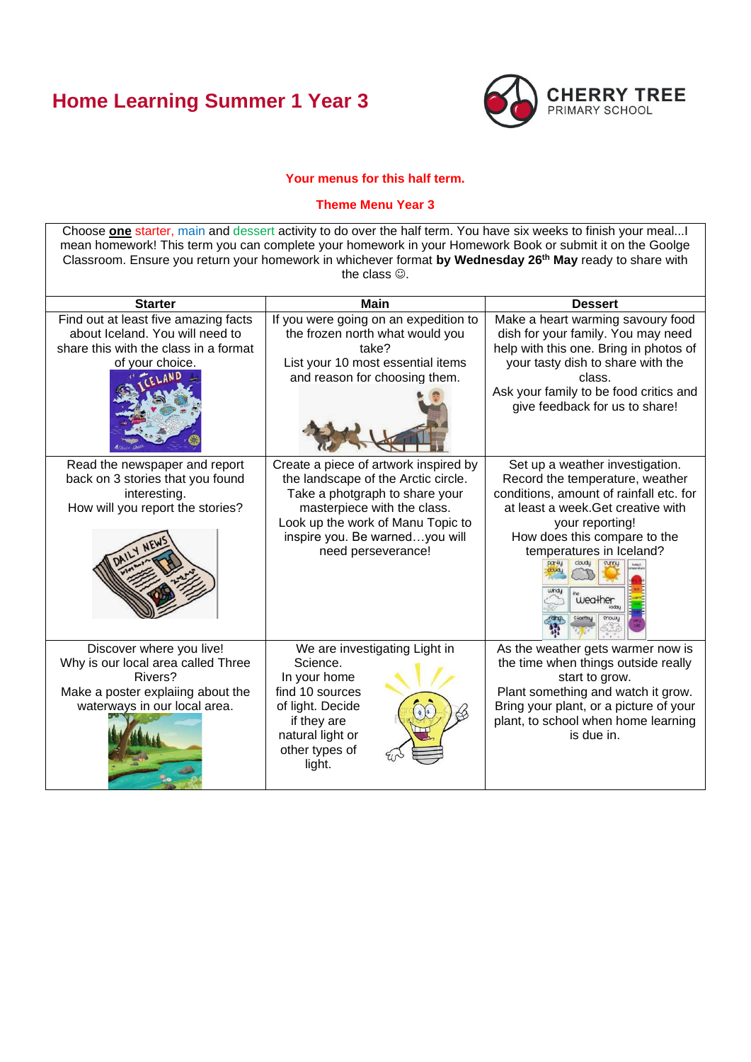# Home Learning Summer 1 Year 3

CHERRY TREE
PRIMARY SCHOOL

**Your menus for this half term.**

**Theme Menu Year 3**

Choose **one** starter, main and dessert activity to do over the half term. You have six weeks to finish your meal...I mean homework! This term you can complete your homework in your Homework Book or submit it on the Goolge Classroom. Ensure you return your homework in whichever format **by Wednesday 26th May** ready to share with the class ☺.

| Starter | Main | Dessert |
|---|---|---|
| Find out at least five amazing facts about Iceland. You will need to share this with the class in a format of your choice. | If you were going on an expedition to the frozen north what would you take? List your 10 most essential items and reason for choosing them. | Make a heart warming savoury food dish for your family. You may need help with this one. Bring in photos of your tasty dish to share with the class. Ask your family to be food critics and give feedback for us to share! |
| Read the newspaper and report back on 3 stories that you found interesting. How will you report the stories? | Create a piece of artwork inspired by the landscape of the Arctic circle. Take a photgraph to share your masterpiece with the class. Look up the work of Manu Topic to inspire you. Be warned…you will need perseverance! | Set up a weather investigation. Record the temperature, weather conditions, amount of rainfall etc. for at least a week.Get creative with your reporting! How does this compare to the temperatures in Iceland? |
| Discover where you live! Why is our local area called Three Rivers? Make a poster explaiing about the waterways in our local area. | We are investigating Light in Science. In your home find 10 sources of light. Decide if they are natural light or other types of light. | As the weather gets warmer now is the time when things outside really start to grow. Plant something and watch it grow. Bring your plant, or a picture of your plant, to school when home learning is due in. |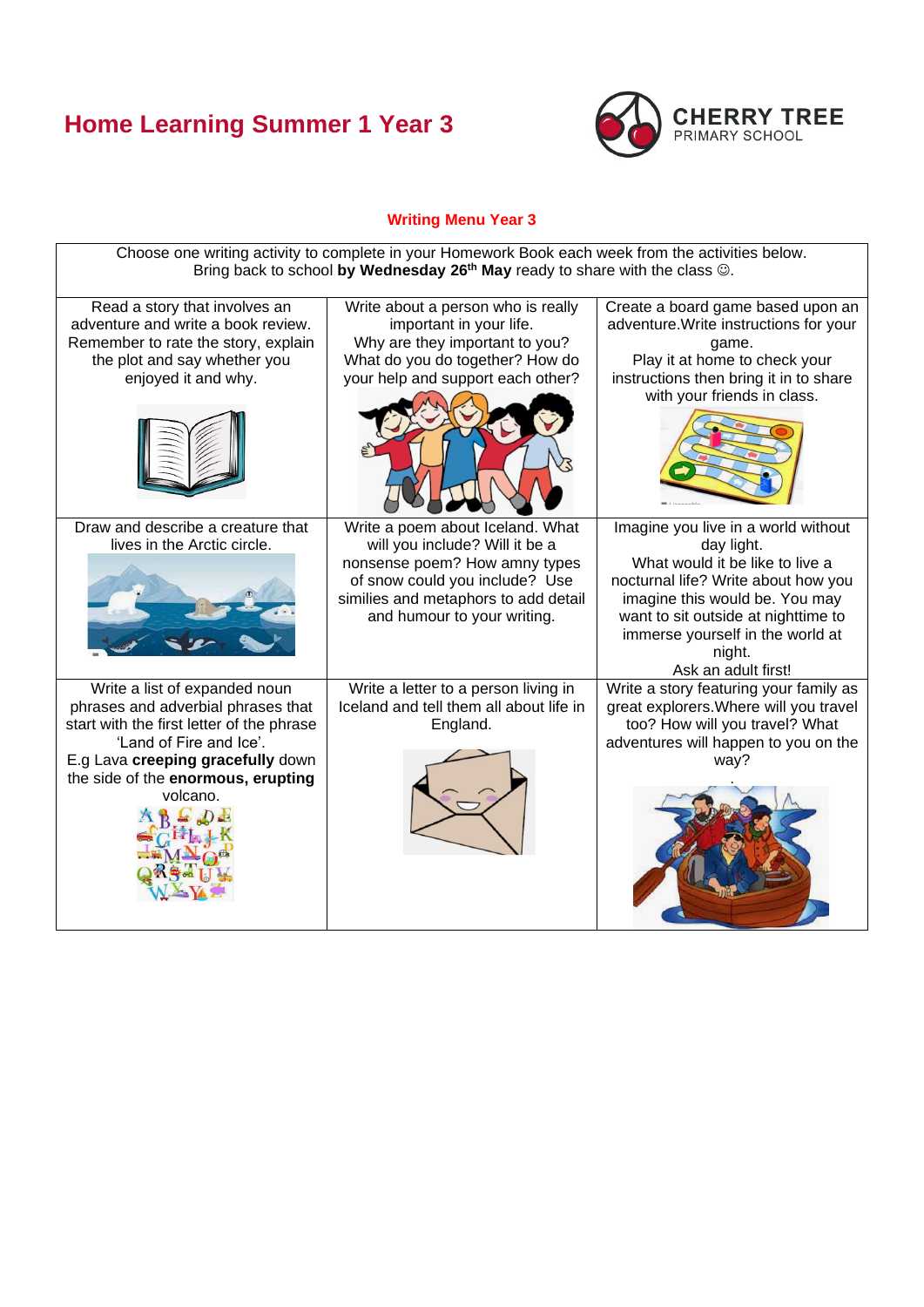# Home Learning Summer 1 Year 3

CHERRY TREE
PRIMARY SCHOOL

**Writing Menu Year 3**

Choose one writing activity to complete in your Homework Book each week from the activities below.
Bring back to school **by Wednesday 26th May** ready to share with the class ☺.

| | | |
|---|---|---|
| Read a story that involves an adventure and write a book review. Remember to rate the story, explain the plot and say whether you enjoyed it and why. | Write about a person who is really important in your life. Why are they important to you? What do you do together? How do your help and support each other? | Create a board game based upon an adventure.Write instructions for your game. Play it at home to check your instructions then bring it in to share with your friends in class. |
| Draw and describe a creature that lives in the Arctic circle. | Write a poem about Iceland. What will you include? Will it be a nonsense poem? How amny types of snow could you include? Use similies and metaphors to add detail and humour to your writing. | Imagine you live in a world without day light. What would it be like to live a nocturnal life? Write about how you imagine this would be. You may want to sit outside at nighttime to immerse yourself in the world at night. Ask an adult first! |
| Write a list of expanded noun phrases and adverbial phrases that start with the first letter of the phrase 'Land of Fire and Ice'. E.g Lava **creeping gracefully** down the side of the **enormous, erupting** volcano. | Write a letter to a person living in Iceland and tell them all about life in England. | Write a story featuring your family as great explorers.Where will you travel too? How will you travel? What adventures will happen to you on the way? |